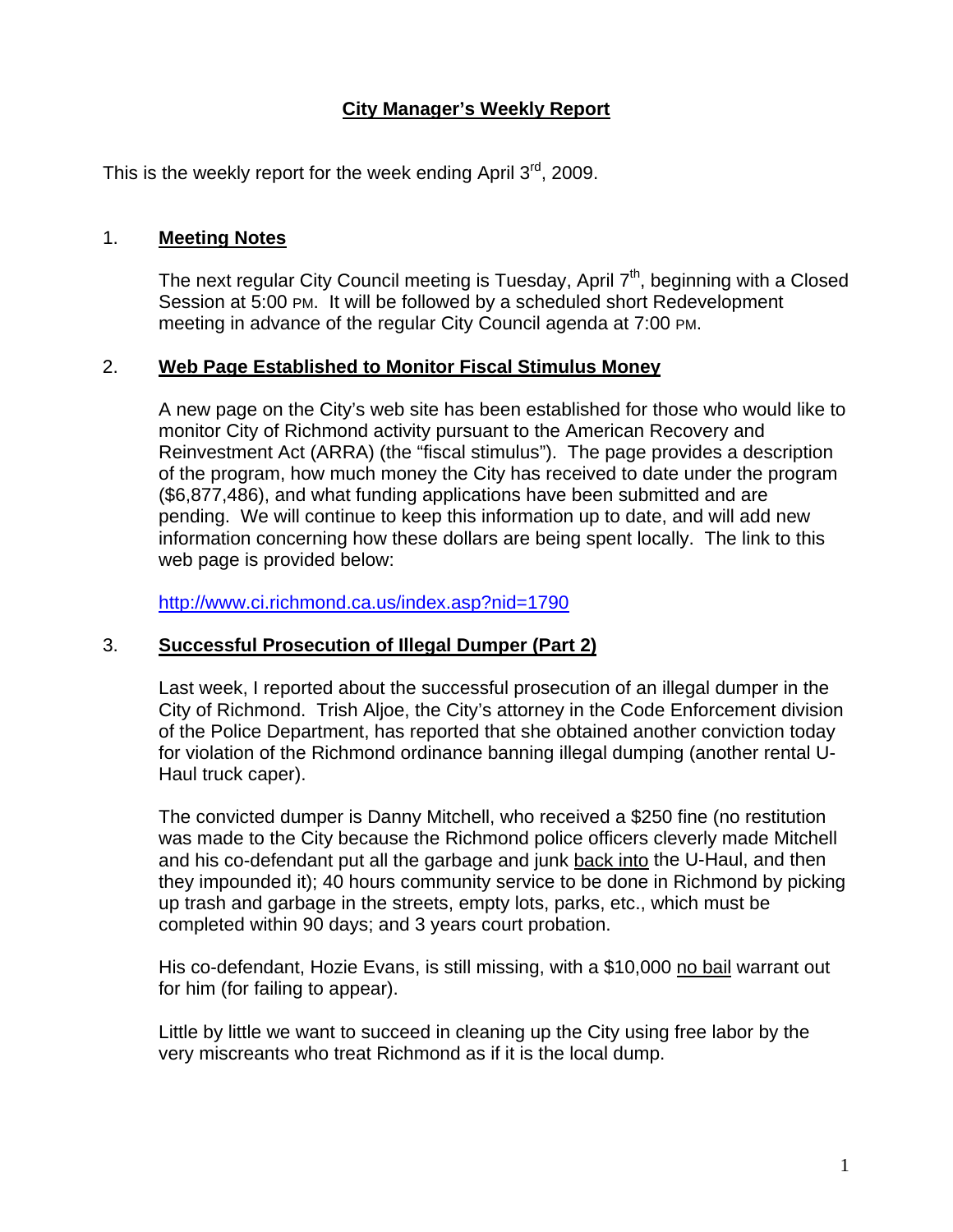# City Manager's Weekly Report

This is the weekly report for the week ending April 3rd, 2009.

## 1. Meeting Notes

The next regular City Council meeting is Tuesday, April 7th, beginning with a Closed Session at 5:00 PM. It will be followed by a scheduled short Redevelopment meeting in advance of the regular City Council agenda at 7:00 PM.

## 2. Web Page Established to Monitor Fiscal Stimulus Money

A new page on the City's web site has been established for those who would like to monitor City of Richmond activity pursuant to the American Recovery and Reinvestment Act (ARRA) (the "fiscal stimulus"). The page provides a description of the program, how much money the City has received to date under the program ($6,877,486), and what funding applications have been submitted and are pending. We will continue to keep this information up to date, and will add new information concerning how these dollars are being spent locally. The link to this web page is provided below:

http://www.ci.richmond.ca.us/index.asp?nid=1790

## 3. Successful Prosecution of Illegal Dumper (Part 2)

Last week, I reported about the successful prosecution of an illegal dumper in the City of Richmond. Trish Aljoe, the City's attorney in the Code Enforcement division of the Police Department, has reported that she obtained another conviction today for violation of the Richmond ordinance banning illegal dumping (another rental U-Haul truck caper).

The convicted dumper is Danny Mitchell, who received a $250 fine (no restitution was made to the City because the Richmond police officers cleverly made Mitchell and his co-defendant put all the garbage and junk back into the U-Haul, and then they impounded it); 40 hours community service to be done in Richmond by picking up trash and garbage in the streets, empty lots, parks, etc., which must be completed within 90 days; and 3 years court probation.

His co-defendant, Hozie Evans, is still missing, with a $10,000 no bail warrant out for him (for failing to appear).

Little by little we want to succeed in cleaning up the City using free labor by the very miscreants who treat Richmond as if it is the local dump.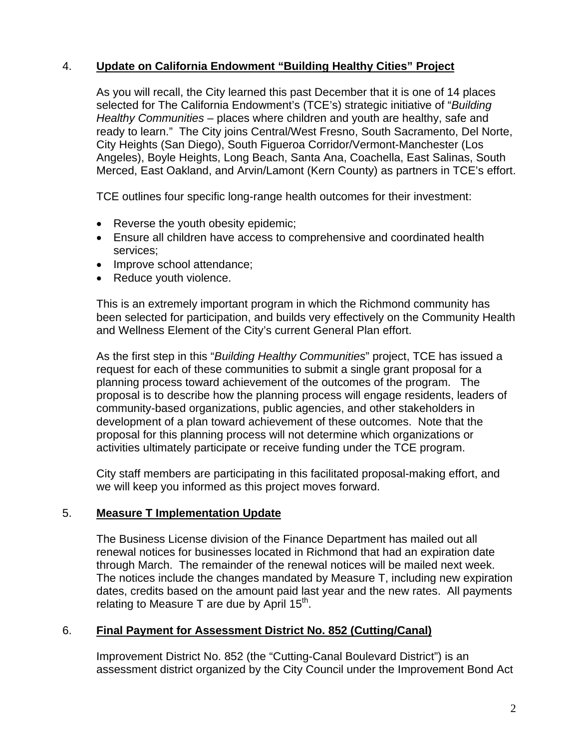4. **Update on California Endowment "Building Healthy Cities" Project**

As you will recall, the City learned this past December that it is one of 14 places selected for The California Endowment's (TCE's) strategic initiative of "*Building Healthy Communities* – places where children and youth are healthy, safe and ready to learn." The City joins Central/West Fresno, South Sacramento, Del Norte, City Heights (San Diego), South Figueroa Corridor/Vermont-Manchester (Los Angeles), Boyle Heights, Long Beach, Santa Ana, Coachella, East Salinas, South Merced, East Oakland, and Arvin/Lamont (Kern County) as partners in TCE's effort.

TCE outlines four specific long-range health outcomes for their investment:

- Reverse the youth obesity epidemic;
- Ensure all children have access to comprehensive and coordinated health services;
- Improve school attendance;
- Reduce youth violence.

This is an extremely important program in which the Richmond community has been selected for participation, and builds very effectively on the Community Health and Wellness Element of the City's current General Plan effort.

As the first step in this "*Building Healthy Communities*" project, TCE has issued a request for each of these communities to submit a single grant proposal for a planning process toward achievement of the outcomes of the program. The proposal is to describe how the planning process will engage residents, leaders of community-based organizations, public agencies, and other stakeholders in development of a plan toward achievement of these outcomes. Note that the proposal for this planning process will not determine which organizations or activities ultimately participate or receive funding under the TCE program.

City staff members are participating in this facilitated proposal-making effort, and we will keep you informed as this project moves forward.

5. **Measure T Implementation Update**

The Business License division of the Finance Department has mailed out all renewal notices for businesses located in Richmond that had an expiration date through March. The remainder of the renewal notices will be mailed next week. The notices include the changes mandated by Measure T, including new expiration dates, credits based on the amount paid last year and the new rates. All payments relating to Measure T are due by April 15th.

6. **Final Payment for Assessment District No. 852 (Cutting/Canal)**

Improvement District No. 852 (the "Cutting-Canal Boulevard District") is an assessment district organized by the City Council under the Improvement Bond Act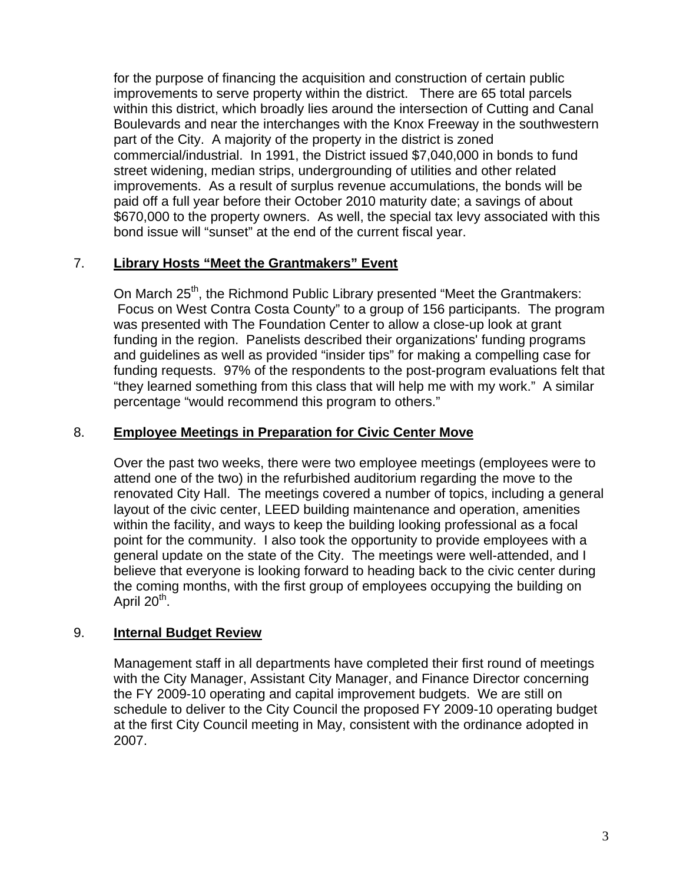for the purpose of financing the acquisition and construction of certain public improvements to serve property within the district. There are 65 total parcels within this district, which broadly lies around the intersection of Cutting and Canal Boulevards and near the interchanges with the Knox Freeway in the southwestern part of the City. A majority of the property in the district is zoned commercial/industrial. In 1991, the District issued $7,040,000 in bonds to fund street widening, median strips, undergrounding of utilities and other related improvements. As a result of surplus revenue accumulations, the bonds will be paid off a full year before their October 2010 maturity date; a savings of about $670,000 to the property owners. As well, the special tax levy associated with this bond issue will "sunset" at the end of the current fiscal year.

7. **Library Hosts "Meet the Grantmakers" Event**

On March 25th, the Richmond Public Library presented "Meet the Grantmakers: Focus on West Contra Costa County" to a group of 156 participants. The program was presented with The Foundation Center to allow a close-up look at grant funding in the region. Panelists described their organizations' funding programs and guidelines as well as provided "insider tips" for making a compelling case for funding requests. 97% of the respondents to the post-program evaluations felt that "they learned something from this class that will help me with my work." A similar percentage "would recommend this program to others."

8. **Employee Meetings in Preparation for Civic Center Move**

Over the past two weeks, there were two employee meetings (employees were to attend one of the two) in the refurbished auditorium regarding the move to the renovated City Hall. The meetings covered a number of topics, including a general layout of the civic center, LEED building maintenance and operation, amenities within the facility, and ways to keep the building looking professional as a focal point for the community. I also took the opportunity to provide employees with a general update on the state of the City. The meetings were well-attended, and I believe that everyone is looking forward to heading back to the civic center during the coming months, with the first group of employees occupying the building on April 20th.

9. **Internal Budget Review**

Management staff in all departments have completed their first round of meetings with the City Manager, Assistant City Manager, and Finance Director concerning the FY 2009-10 operating and capital improvement budgets. We are still on schedule to deliver to the City Council the proposed FY 2009-10 operating budget at the first City Council meeting in May, consistent with the ordinance adopted in 2007.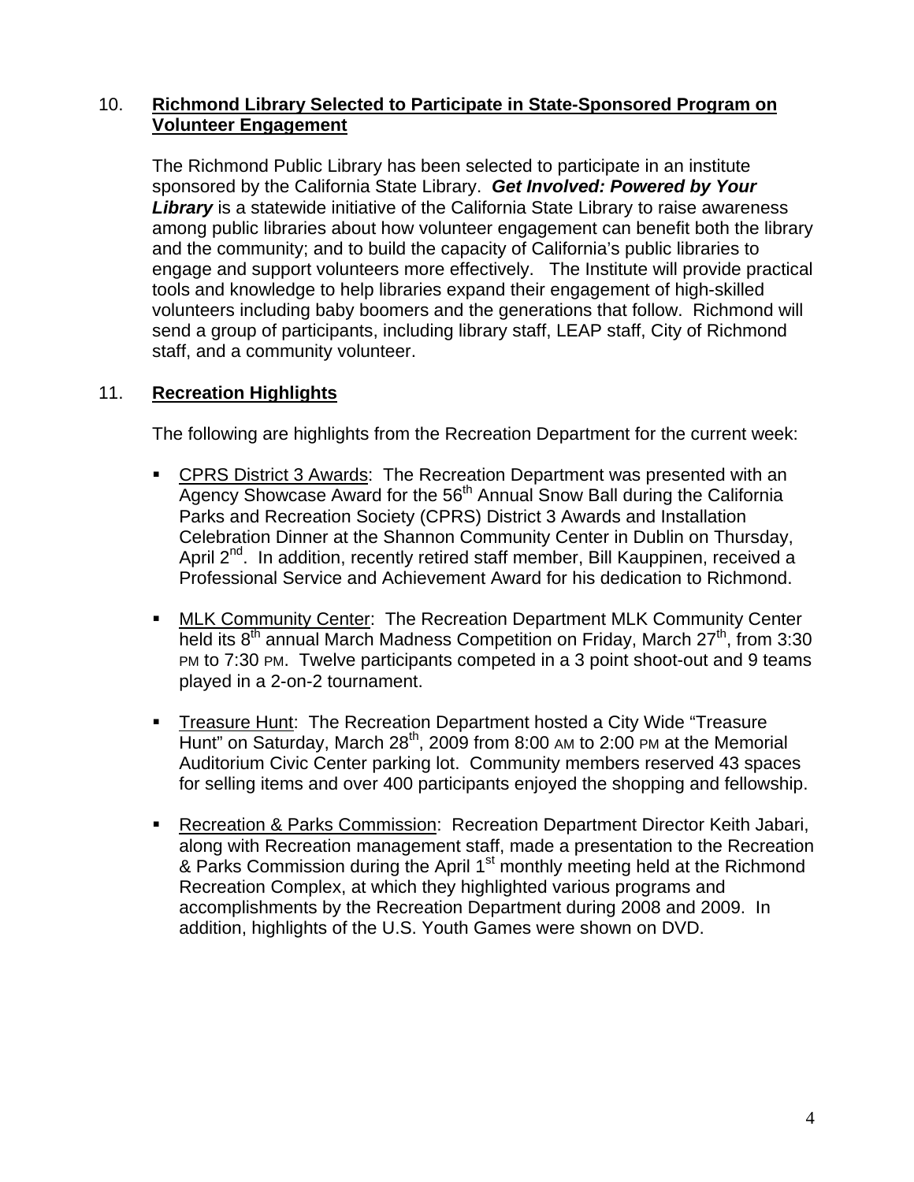10. **Richmond Library Selected to Participate in State-Sponsored Program on Volunteer Engagement**

The Richmond Public Library has been selected to participate in an institute sponsored by the California State Library. ***Get Involved: Powered by Your Library*** is a statewide initiative of the California State Library to raise awareness among public libraries about how volunteer engagement can benefit both the library and the community; and to build the capacity of California's public libraries to engage and support volunteers more effectively. The Institute will provide practical tools and knowledge to help libraries expand their engagement of high-skilled volunteers including baby boomers and the generations that follow. Richmond will send a group of participants, including library staff, LEAP staff, City of Richmond staff, and a community volunteer.

11. **Recreation Highlights**

The following are highlights from the Recreation Department for the current week:

- CPRS District 3 Awards: The Recreation Department was presented with an Agency Showcase Award for the 56th Annual Snow Ball during the California Parks and Recreation Society (CPRS) District 3 Awards and Installation Celebration Dinner at the Shannon Community Center in Dublin on Thursday, April 2nd. In addition, recently retired staff member, Bill Kauppinen, received a Professional Service and Achievement Award for his dedication to Richmond.

- MLK Community Center: The Recreation Department MLK Community Center held its 8th annual March Madness Competition on Friday, March 27th, from 3:30 PM to 7:30 PM. Twelve participants competed in a 3 point shoot-out and 9 teams played in a 2-on-2 tournament.

- Treasure Hunt: The Recreation Department hosted a City Wide "Treasure Hunt" on Saturday, March 28th, 2009 from 8:00 AM to 2:00 PM at the Memorial Auditorium Civic Center parking lot. Community members reserved 43 spaces for selling items and over 400 participants enjoyed the shopping and fellowship.

- Recreation & Parks Commission: Recreation Department Director Keith Jabari, along with Recreation management staff, made a presentation to the Recreation & Parks Commission during the April 1st monthly meeting held at the Richmond Recreation Complex, at which they highlighted various programs and accomplishments by the Recreation Department during 2008 and 2009. In addition, highlights of the U.S. Youth Games were shown on DVD.